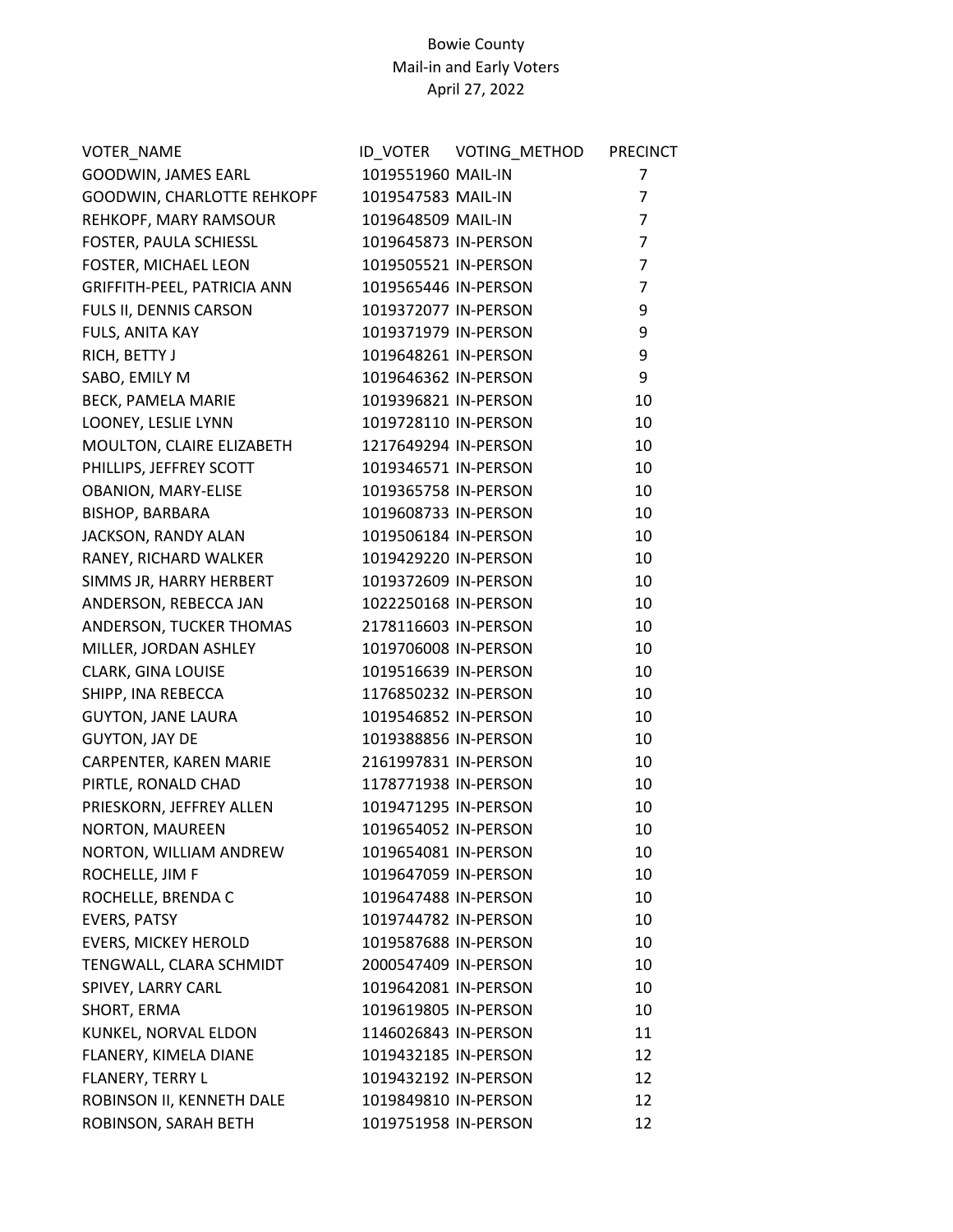Bowie County
Mail-in and Early Voters
April 27, 2022

| VOTER_NAME | ID_VOTER | VOTING_METHOD | PRECINCT |
|---|---|---|---|
| GOODWIN, JAMES EARL | 1019551960 | MAIL-IN | 7 |
| GOODWIN, CHARLOTTE REHKOPF | 1019547583 | MAIL-IN | 7 |
| REHKOPF, MARY RAMSOUR | 1019648509 | MAIL-IN | 7 |
| FOSTER, PAULA SCHIESSL | 1019645873 | IN-PERSON | 7 |
| FOSTER, MICHAEL LEON | 1019505521 | IN-PERSON | 7 |
| GRIFFITH-PEEL, PATRICIA ANN | 1019565446 | IN-PERSON | 7 |
| FULS II, DENNIS CARSON | 1019372077 | IN-PERSON | 9 |
| FULS, ANITA KAY | 1019371979 | IN-PERSON | 9 |
| RICH, BETTY J | 1019648261 | IN-PERSON | 9 |
| SABO, EMILY M | 1019646362 | IN-PERSON | 9 |
| BECK, PAMELA MARIE | 1019396821 | IN-PERSON | 10 |
| LOONEY, LESLIE LYNN | 1019728110 | IN-PERSON | 10 |
| MOULTON, CLAIRE ELIZABETH | 1217649294 | IN-PERSON | 10 |
| PHILLIPS, JEFFREY SCOTT | 1019346571 | IN-PERSON | 10 |
| OBANION, MARY-ELISE | 1019365758 | IN-PERSON | 10 |
| BISHOP, BARBARA | 1019608733 | IN-PERSON | 10 |
| JACKSON, RANDY ALAN | 1019506184 | IN-PERSON | 10 |
| RANEY, RICHARD WALKER | 1019429220 | IN-PERSON | 10 |
| SIMMS JR, HARRY HERBERT | 1019372609 | IN-PERSON | 10 |
| ANDERSON, REBECCA JAN | 1022250168 | IN-PERSON | 10 |
| ANDERSON, TUCKER THOMAS | 2178116603 | IN-PERSON | 10 |
| MILLER, JORDAN ASHLEY | 1019706008 | IN-PERSON | 10 |
| CLARK, GINA LOUISE | 1019516639 | IN-PERSON | 10 |
| SHIPP, INA REBECCA | 1176850232 | IN-PERSON | 10 |
| GUYTON, JANE LAURA | 1019546852 | IN-PERSON | 10 |
| GUYTON, JAY DE | 1019388856 | IN-PERSON | 10 |
| CARPENTER, KAREN MARIE | 2161997831 | IN-PERSON | 10 |
| PIRTLE, RONALD CHAD | 1178771938 | IN-PERSON | 10 |
| PRIESKORN, JEFFREY ALLEN | 1019471295 | IN-PERSON | 10 |
| NORTON, MAUREEN | 1019654052 | IN-PERSON | 10 |
| NORTON, WILLIAM ANDREW | 1019654081 | IN-PERSON | 10 |
| ROCHELLE, JIM F | 1019647059 | IN-PERSON | 10 |
| ROCHELLE, BRENDA C | 1019647488 | IN-PERSON | 10 |
| EVERS, PATSY | 1019744782 | IN-PERSON | 10 |
| EVERS, MICKEY HEROLD | 1019587688 | IN-PERSON | 10 |
| TENGWALL, CLARA SCHMIDT | 2000547409 | IN-PERSON | 10 |
| SPIVEY, LARRY CARL | 1019642081 | IN-PERSON | 10 |
| SHORT, ERMA | 1019619805 | IN-PERSON | 10 |
| KUNKEL, NORVAL ELDON | 1146026843 | IN-PERSON | 11 |
| FLANERY, KIMELA DIANE | 1019432185 | IN-PERSON | 12 |
| FLANERY, TERRY L | 1019432192 | IN-PERSON | 12 |
| ROBINSON II, KENNETH DALE | 1019849810 | IN-PERSON | 12 |
| ROBINSON, SARAH BETH | 1019751958 | IN-PERSON | 12 |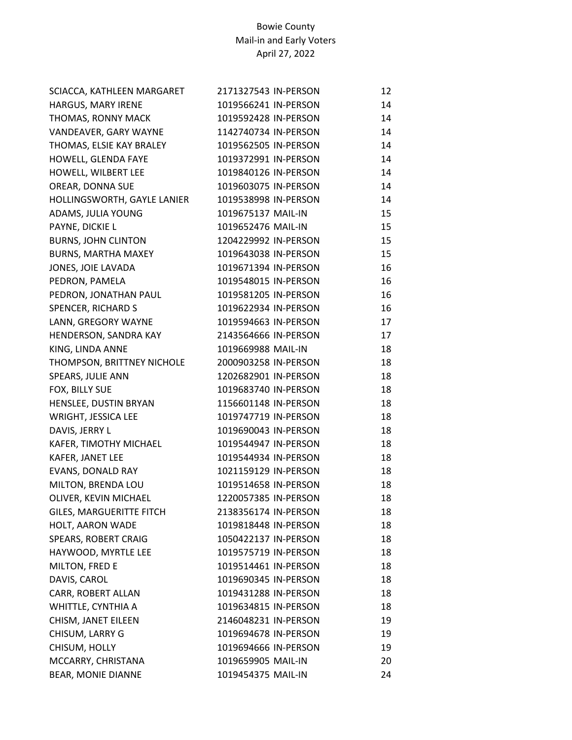Bowie County
Mail-in and Early Voters
April 27, 2022

| | | | |
|---|---|---|---|
| SCIACCA, KATHLEEN MARGARET | 2171327543 | IN-PERSON | 12 |
| HARGUS, MARY IRENE | 1019566241 | IN-PERSON | 14 |
| THOMAS, RONNY MACK | 1019592428 | IN-PERSON | 14 |
| VANDEAVER, GARY WAYNE | 1142740734 | IN-PERSON | 14 |
| THOMAS, ELSIE KAY BRALEY | 1019562505 | IN-PERSON | 14 |
| HOWELL, GLENDA FAYE | 1019372991 | IN-PERSON | 14 |
| HOWELL, WILBERT LEE | 1019840126 | IN-PERSON | 14 |
| OREAR, DONNA SUE | 1019603075 | IN-PERSON | 14 |
| HOLLINGSWORTH, GAYLE LANIER | 1019538998 | IN-PERSON | 14 |
| ADAMS, JULIA YOUNG | 1019675137 | MAIL-IN | 15 |
| PAYNE, DICKIE L | 1019652476 | MAIL-IN | 15 |
| BURNS, JOHN CLINTON | 1204229992 | IN-PERSON | 15 |
| BURNS, MARTHA MAXEY | 1019643038 | IN-PERSON | 15 |
| JONES, JOIE LAVADA | 1019671394 | IN-PERSON | 16 |
| PEDRON, PAMELA | 1019548015 | IN-PERSON | 16 |
| PEDRON, JONATHAN PAUL | 1019581205 | IN-PERSON | 16 |
| SPENCER, RICHARD S | 1019622934 | IN-PERSON | 16 |
| LANN, GREGORY WAYNE | 1019594663 | IN-PERSON | 17 |
| HENDERSON, SANDRA KAY | 2143564666 | IN-PERSON | 17 |
| KING, LINDA ANNE | 1019669988 | MAIL-IN | 18 |
| THOMPSON, BRITTNEY NICHOLE | 2000903258 | IN-PERSON | 18 |
| SPEARS, JULIE ANN | 1202682901 | IN-PERSON | 18 |
| FOX, BILLY SUE | 1019683740 | IN-PERSON | 18 |
| HENSLEE, DUSTIN BRYAN | 1156601148 | IN-PERSON | 18 |
| WRIGHT, JESSICA LEE | 1019747719 | IN-PERSON | 18 |
| DAVIS, JERRY L | 1019690043 | IN-PERSON | 18 |
| KAFER, TIMOTHY MICHAEL | 1019544947 | IN-PERSON | 18 |
| KAFER, JANET LEE | 1019544934 | IN-PERSON | 18 |
| EVANS, DONALD RAY | 1021159129 | IN-PERSON | 18 |
| MILTON, BRENDA LOU | 1019514658 | IN-PERSON | 18 |
| OLIVER, KEVIN MICHAEL | 1220057385 | IN-PERSON | 18 |
| GILES, MARGUERITTE FITCH | 2138356174 | IN-PERSON | 18 |
| HOLT, AARON WADE | 1019818448 | IN-PERSON | 18 |
| SPEARS, ROBERT CRAIG | 1050422137 | IN-PERSON | 18 |
| HAYWOOD, MYRTLE LEE | 1019575719 | IN-PERSON | 18 |
| MILTON, FRED E | 1019514461 | IN-PERSON | 18 |
| DAVIS, CAROL | 1019690345 | IN-PERSON | 18 |
| CARR, ROBERT ALLAN | 1019431288 | IN-PERSON | 18 |
| WHITTLE, CYNTHIA A | 1019634815 | IN-PERSON | 18 |
| CHISM, JANET EILEEN | 2146048231 | IN-PERSON | 19 |
| CHISUM, LARRY G | 1019694678 | IN-PERSON | 19 |
| CHISUM, HOLLY | 1019694666 | IN-PERSON | 19 |
| MCCARRY, CHRISTANA | 1019659905 | MAIL-IN | 20 |
| BEAR, MONIE DIANNE | 1019454375 | MAIL-IN | 24 |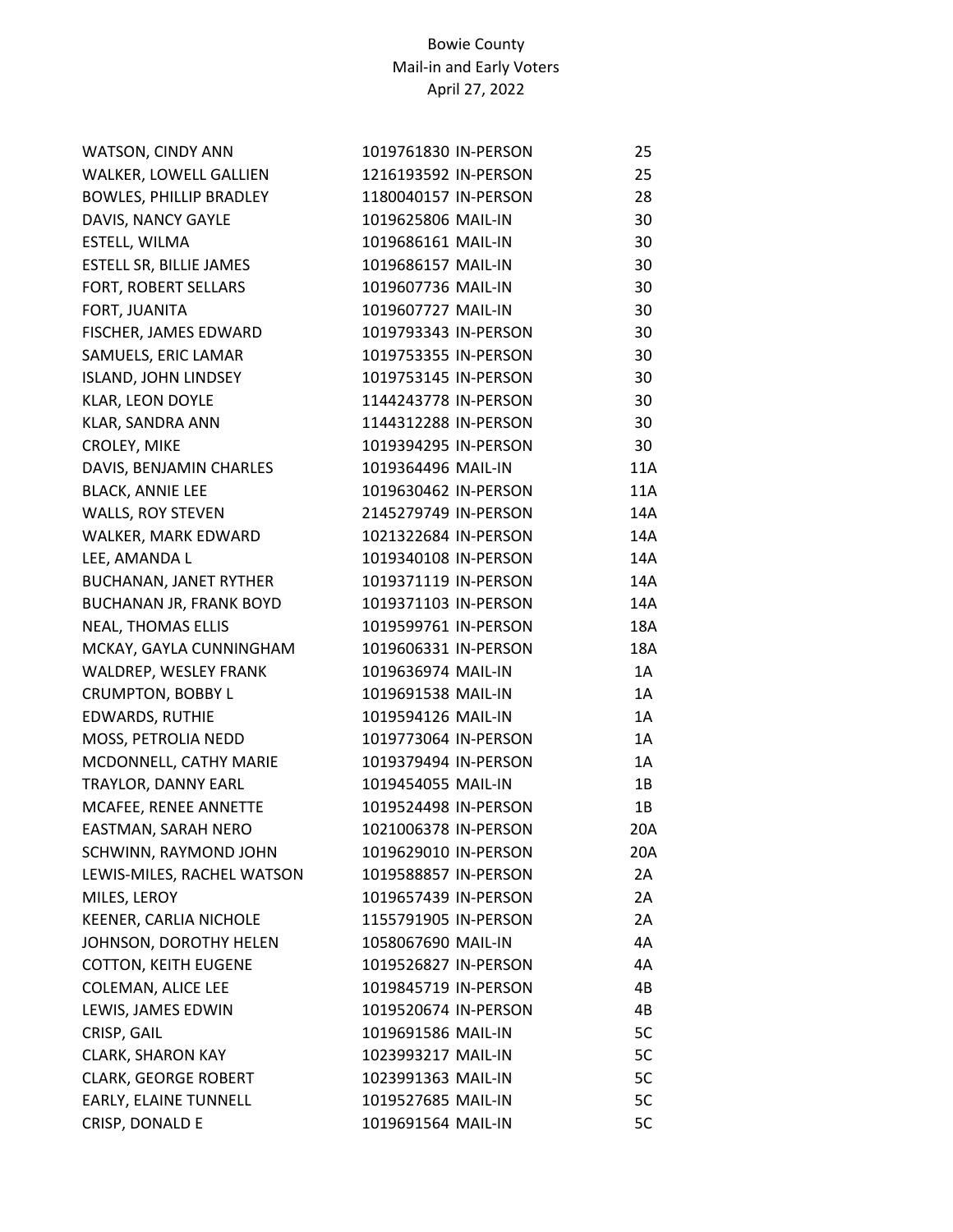Bowie County
Mail-in and Early Voters
April 27, 2022

| | | | |
|---|---|---|---|
| WATSON, CINDY ANN | 1019761830 | IN-PERSON | 25 |
| WALKER, LOWELL GALLIEN | 1216193592 | IN-PERSON | 25 |
| BOWLES, PHILLIP BRADLEY | 1180040157 | IN-PERSON | 28 |
| DAVIS, NANCY GAYLE | 1019625806 | MAIL-IN | 30 |
| ESTELL, WILMA | 1019686161 | MAIL-IN | 30 |
| ESTELL SR, BILLIE JAMES | 1019686157 | MAIL-IN | 30 |
| FORT, ROBERT SELLARS | 1019607736 | MAIL-IN | 30 |
| FORT, JUANITA | 1019607727 | MAIL-IN | 30 |
| FISCHER, JAMES EDWARD | 1019793343 | IN-PERSON | 30 |
| SAMUELS, ERIC LAMAR | 1019753355 | IN-PERSON | 30 |
| ISLAND, JOHN LINDSEY | 1019753145 | IN-PERSON | 30 |
| KLAR, LEON DOYLE | 1144243778 | IN-PERSON | 30 |
| KLAR, SANDRA ANN | 1144312288 | IN-PERSON | 30 |
| CROLEY, MIKE | 1019394295 | IN-PERSON | 30 |
| DAVIS, BENJAMIN CHARLES | 1019364496 | MAIL-IN | 11A |
| BLACK, ANNIE LEE | 1019630462 | IN-PERSON | 11A |
| WALLS, ROY STEVEN | 2145279749 | IN-PERSON | 14A |
| WALKER, MARK EDWARD | 1021322684 | IN-PERSON | 14A |
| LEE, AMANDA L | 1019340108 | IN-PERSON | 14A |
| BUCHANAN, JANET RYTHER | 1019371119 | IN-PERSON | 14A |
| BUCHANAN JR, FRANK BOYD | 1019371103 | IN-PERSON | 14A |
| NEAL, THOMAS ELLIS | 1019599761 | IN-PERSON | 18A |
| MCKAY, GAYLA CUNNINGHAM | 1019606331 | IN-PERSON | 18A |
| WALDREP, WESLEY FRANK | 1019636974 | MAIL-IN | 1A |
| CRUMPTON, BOBBY L | 1019691538 | MAIL-IN | 1A |
| EDWARDS, RUTHIE | 1019594126 | MAIL-IN | 1A |
| MOSS, PETROLIA NEDD | 1019773064 | IN-PERSON | 1A |
| MCDONNELL, CATHY MARIE | 1019379494 | IN-PERSON | 1A |
| TRAYLOR, DANNY EARL | 1019454055 | MAIL-IN | 1B |
| MCAFEE, RENEE ANNETTE | 1019524498 | IN-PERSON | 1B |
| EASTMAN, SARAH NERO | 1021006378 | IN-PERSON | 20A |
| SCHWINN, RAYMOND JOHN | 1019629010 | IN-PERSON | 20A |
| LEWIS-MILES, RACHEL WATSON | 1019588857 | IN-PERSON | 2A |
| MILES, LEROY | 1019657439 | IN-PERSON | 2A |
| KEENER, CARLIA NICHOLE | 1155791905 | IN-PERSON | 2A |
| JOHNSON, DOROTHY HELEN | 1058067690 | MAIL-IN | 4A |
| COTTON, KEITH EUGENE | 1019526827 | IN-PERSON | 4A |
| COLEMAN, ALICE LEE | 1019845719 | IN-PERSON | 4B |
| LEWIS, JAMES EDWIN | 1019520674 | IN-PERSON | 4B |
| CRISP, GAIL | 1019691586 | MAIL-IN | 5C |
| CLARK, SHARON KAY | 1023993217 | MAIL-IN | 5C |
| CLARK, GEORGE ROBERT | 1023991363 | MAIL-IN | 5C |
| EARLY, ELAINE TUNNELL | 1019527685 | MAIL-IN | 5C |
| CRISP, DONALD E | 1019691564 | MAIL-IN | 5C |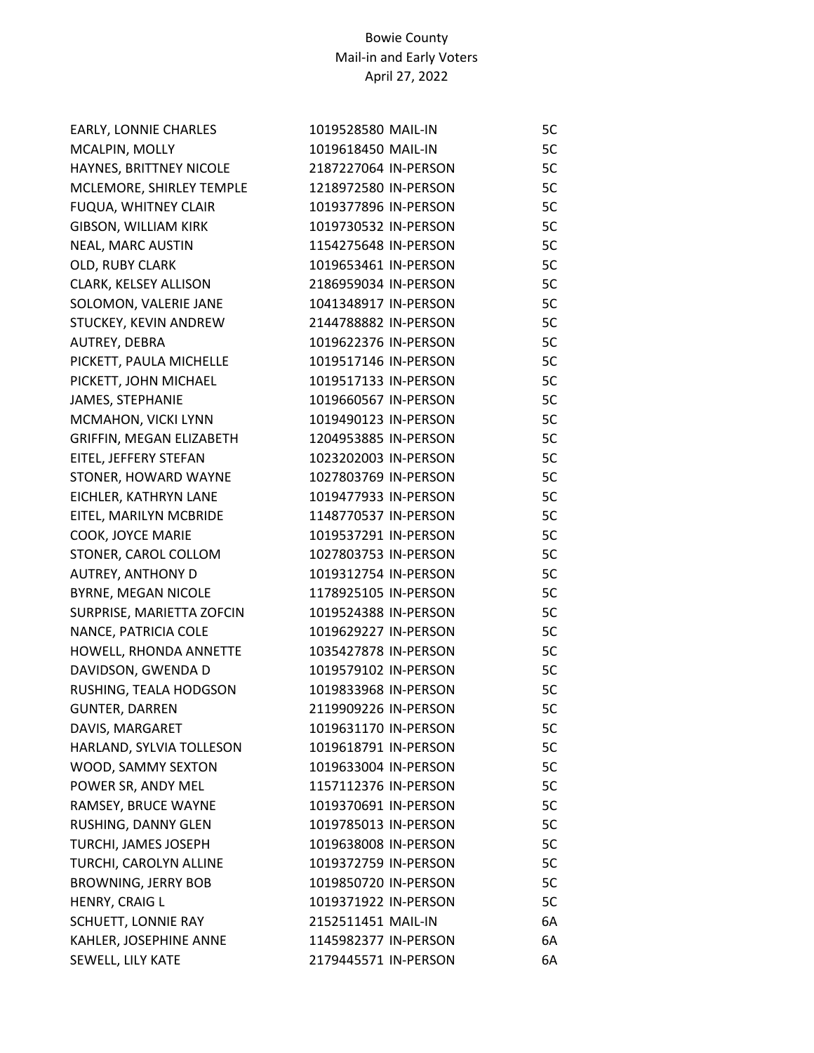Bowie County
Mail-in and Early Voters
April 27, 2022

| | | | |
|---|---|---|---|
| EARLY, LONNIE CHARLES | 1019528580 | MAIL-IN | 5C |
| MCALPIN, MOLLY | 1019618450 | MAIL-IN | 5C |
| HAYNES, BRITTNEY NICOLE | 2187227064 | IN-PERSON | 5C |
| MCLEMORE, SHIRLEY TEMPLE | 1218972580 | IN-PERSON | 5C |
| FUQUA, WHITNEY CLAIR | 1019377896 | IN-PERSON | 5C |
| GIBSON, WILLIAM KIRK | 1019730532 | IN-PERSON | 5C |
| NEAL, MARC AUSTIN | 1154275648 | IN-PERSON | 5C |
| OLD, RUBY CLARK | 1019653461 | IN-PERSON | 5C |
| CLARK, KELSEY ALLISON | 2186959034 | IN-PERSON | 5C |
| SOLOMON, VALERIE JANE | 1041348917 | IN-PERSON | 5C |
| STUCKEY, KEVIN ANDREW | 2144788882 | IN-PERSON | 5C |
| AUTREY, DEBRA | 1019622376 | IN-PERSON | 5C |
| PICKETT, PAULA MICHELLE | 1019517146 | IN-PERSON | 5C |
| PICKETT, JOHN MICHAEL | 1019517133 | IN-PERSON | 5C |
| JAMES, STEPHANIE | 1019660567 | IN-PERSON | 5C |
| MCMAHON, VICKI LYNN | 1019490123 | IN-PERSON | 5C |
| GRIFFIN, MEGAN ELIZABETH | 1204953885 | IN-PERSON | 5C |
| EITEL, JEFFERY STEFAN | 1023202003 | IN-PERSON | 5C |
| STONER, HOWARD WAYNE | 1027803769 | IN-PERSON | 5C |
| EICHLER, KATHRYN LANE | 1019477933 | IN-PERSON | 5C |
| EITEL, MARILYN MCBRIDE | 1148770537 | IN-PERSON | 5C |
| COOK, JOYCE MARIE | 1019537291 | IN-PERSON | 5C |
| STONER, CAROL COLLOM | 1027803753 | IN-PERSON | 5C |
| AUTREY, ANTHONY D | 1019312754 | IN-PERSON | 5C |
| BYRNE, MEGAN NICOLE | 1178925105 | IN-PERSON | 5C |
| SURPRISE, MARIETTA ZOFCIN | 1019524388 | IN-PERSON | 5C |
| NANCE, PATRICIA COLE | 1019629227 | IN-PERSON | 5C |
| HOWELL, RHONDA ANNETTE | 1035427878 | IN-PERSON | 5C |
| DAVIDSON, GWENDA D | 1019579102 | IN-PERSON | 5C |
| RUSHING, TEALA HODGSON | 1019833968 | IN-PERSON | 5C |
| GUNTER, DARREN | 2119909226 | IN-PERSON | 5C |
| DAVIS, MARGARET | 1019631170 | IN-PERSON | 5C |
| HARLAND, SYLVIA TOLLESON | 1019618791 | IN-PERSON | 5C |
| WOOD, SAMMY SEXTON | 1019633004 | IN-PERSON | 5C |
| POWER SR, ANDY MEL | 1157112376 | IN-PERSON | 5C |
| RAMSEY, BRUCE WAYNE | 1019370691 | IN-PERSON | 5C |
| RUSHING, DANNY GLEN | 1019785013 | IN-PERSON | 5C |
| TURCHI, JAMES JOSEPH | 1019638008 | IN-PERSON | 5C |
| TURCHI, CAROLYN ALLINE | 1019372759 | IN-PERSON | 5C |
| BROWNING, JERRY BOB | 1019850720 | IN-PERSON | 5C |
| HENRY, CRAIG L | 1019371922 | IN-PERSON | 5C |
| SCHUETT, LONNIE RAY | 2152511451 | MAIL-IN | 6A |
| KAHLER, JOSEPHINE ANNE | 1145982377 | IN-PERSON | 6A |
| SEWELL, LILY KATE | 2179445571 | IN-PERSON | 6A |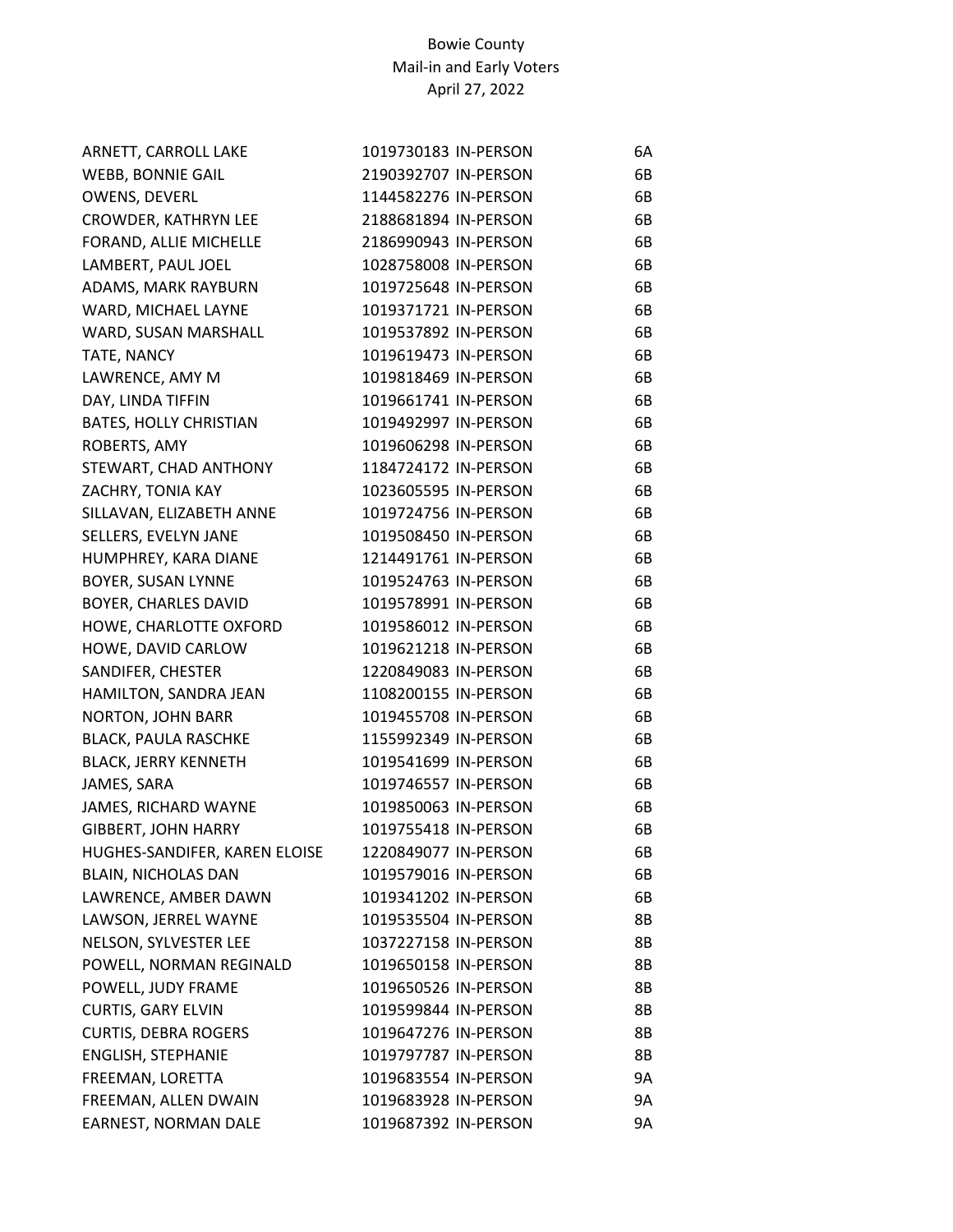Bowie County
Mail-in and Early Voters
April 27, 2022

| | | | |
|---|---|---|---|
| ARNETT, CARROLL LAKE | 1019730183 | IN-PERSON | 6A |
| WEBB, BONNIE GAIL | 2190392707 | IN-PERSON | 6B |
| OWENS, DEVERL | 1144582276 | IN-PERSON | 6B |
| CROWDER, KATHRYN LEE | 2188681894 | IN-PERSON | 6B |
| FORAND, ALLIE MICHELLE | 2186990943 | IN-PERSON | 6B |
| LAMBERT, PAUL JOEL | 1028758008 | IN-PERSON | 6B |
| ADAMS, MARK RAYBURN | 1019725648 | IN-PERSON | 6B |
| WARD, MICHAEL LAYNE | 1019371721 | IN-PERSON | 6B |
| WARD, SUSAN MARSHALL | 1019537892 | IN-PERSON | 6B |
| TATE, NANCY | 1019619473 | IN-PERSON | 6B |
| LAWRENCE, AMY M | 1019818469 | IN-PERSON | 6B |
| DAY, LINDA TIFFIN | 1019661741 | IN-PERSON | 6B |
| BATES, HOLLY CHRISTIAN | 1019492997 | IN-PERSON | 6B |
| ROBERTS, AMY | 1019606298 | IN-PERSON | 6B |
| STEWART, CHAD ANTHONY | 1184724172 | IN-PERSON | 6B |
| ZACHRY, TONIA KAY | 1023605595 | IN-PERSON | 6B |
| SILLAVAN, ELIZABETH ANNE | 1019724756 | IN-PERSON | 6B |
| SELLERS, EVELYN JANE | 1019508450 | IN-PERSON | 6B |
| HUMPHREY, KARA DIANE | 1214491761 | IN-PERSON | 6B |
| BOYER, SUSAN LYNNE | 1019524763 | IN-PERSON | 6B |
| BOYER, CHARLES DAVID | 1019578991 | IN-PERSON | 6B |
| HOWE, CHARLOTTE OXFORD | 1019586012 | IN-PERSON | 6B |
| HOWE, DAVID CARLOW | 1019621218 | IN-PERSON | 6B |
| SANDIFER, CHESTER | 1220849083 | IN-PERSON | 6B |
| HAMILTON, SANDRA JEAN | 1108200155 | IN-PERSON | 6B |
| NORTON, JOHN BARR | 1019455708 | IN-PERSON | 6B |
| BLACK, PAULA RASCHKE | 1155992349 | IN-PERSON | 6B |
| BLACK, JERRY KENNETH | 1019541699 | IN-PERSON | 6B |
| JAMES, SARA | 1019746557 | IN-PERSON | 6B |
| JAMES, RICHARD WAYNE | 1019850063 | IN-PERSON | 6B |
| GIBBERT, JOHN HARRY | 1019755418 | IN-PERSON | 6B |
| HUGHES-SANDIFER, KAREN ELOISE | 1220849077 | IN-PERSON | 6B |
| BLAIN, NICHOLAS DAN | 1019579016 | IN-PERSON | 6B |
| LAWRENCE, AMBER DAWN | 1019341202 | IN-PERSON | 6B |
| LAWSON, JERREL WAYNE | 1019535504 | IN-PERSON | 8B |
| NELSON, SYLVESTER LEE | 1037227158 | IN-PERSON | 8B |
| POWELL, NORMAN REGINALD | 1019650158 | IN-PERSON | 8B |
| POWELL, JUDY FRAME | 1019650526 | IN-PERSON | 8B |
| CURTIS, GARY ELVIN | 1019599844 | IN-PERSON | 8B |
| CURTIS, DEBRA ROGERS | 1019647276 | IN-PERSON | 8B |
| ENGLISH, STEPHANIE | 1019797787 | IN-PERSON | 8B |
| FREEMAN, LORETTA | 1019683554 | IN-PERSON | 9A |
| FREEMAN, ALLEN DWAIN | 1019683928 | IN-PERSON | 9A |
| EARNEST, NORMAN DALE | 1019687392 | IN-PERSON | 9A |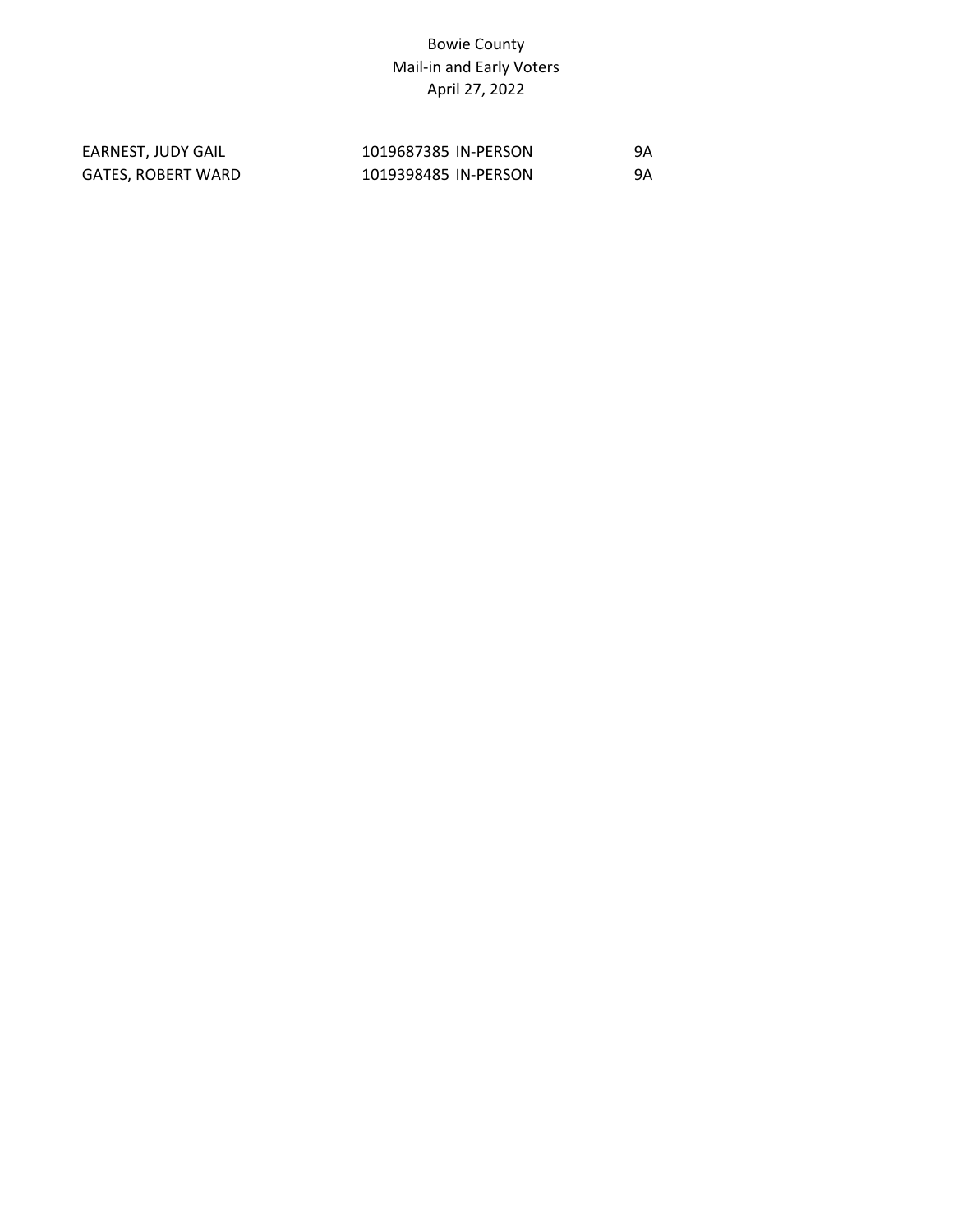Bowie County
Mail-in and Early Voters
April 27, 2022

| | | | |
|---|---|---|---|
| EARNEST, JUDY GAIL | 1019687385 | IN-PERSON | 9A |
| GATES, ROBERT WARD | 1019398485 | IN-PERSON | 9A |